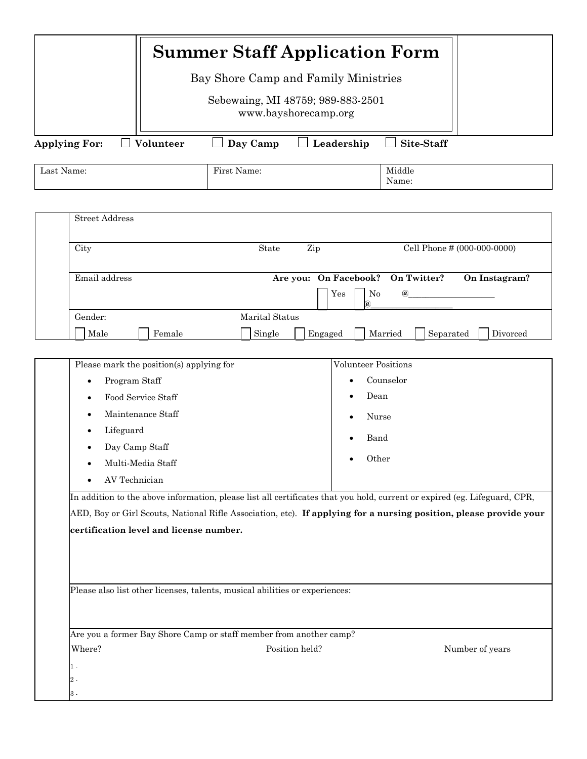# Summary Staff Application Form

Bay Shore Camp and Family Ministries

Sebewaing, MI 48759; 989-883-2501
www.bayshorecamp.org

**Applying For:** ☐ **Volunteer** ☐ **Day Camp** ☐ **Leadership** ☐ **Site-Staff**

| Last Name: | First Name: | Middle Name: |
|---|---|---|
| | | |

| | | | |
|---|---|---|---|
| Street Address | | | |
| City | State | Zip | Cell Phone # (000-000-0000) |
| Email address | **Are you: On Facebook?** ☐ Yes ☐ No | **On Twitter?** @____________ | **On Instagram?** @____________ |
| Gender: ☐ Male ☐ Female | Marital Status: ☐ Single ☐ Engaged | ☐ Married ☐ Separated | ☐ Divorced |

| Please mark the position(s) applying for | Volunteer Positions |
|---|---|
| • Program Staff | • Counselor |
| • Food Service Staff | • Dean |
| • Maintenance Staff | • Nurse |
| • Lifeguard | • Band |
| • Day Camp Staff | • Other |
| • Multi-Media Staff | |
| • AV Technician | |

In addition to the above information, please list all certificates that you hold, current or expired (eg. Lifeguard, CPR, AED, Boy or Girl Scouts, National Rifle Association, etc). **If applying for a nursing position, please provide your certification level and license number.**

Please also list other licenses, talents, musical abilities or experiences:

Are you a former Bay Shore Camp or staff member from another camp?

| Where? | Position held? | Number of years |
|---|---|---|
| 1 - | | |
| 2 - | | |
| 3 - | | |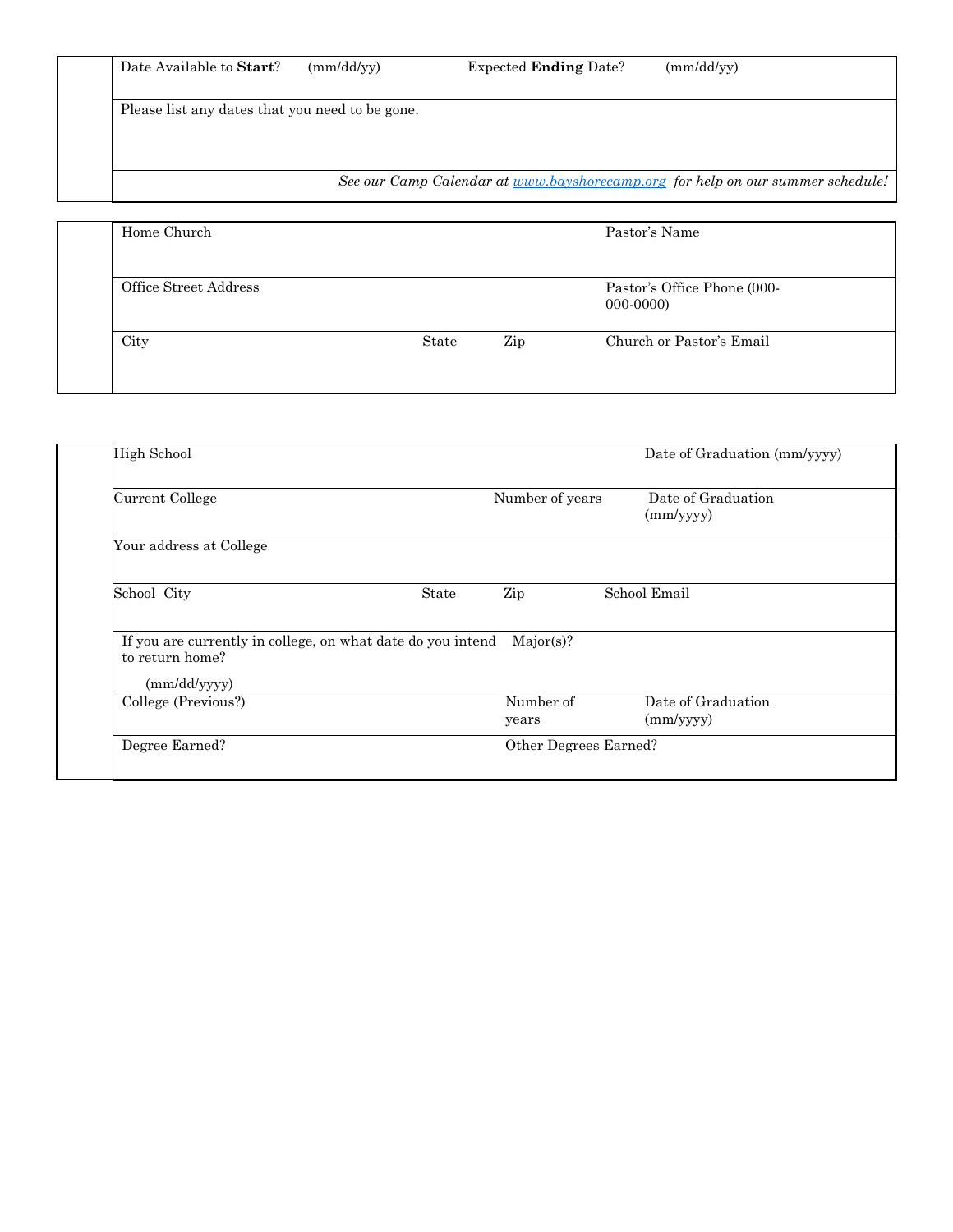| Date Available to **Start**? (mm/dd/yy) | Expected **Ending** Date? (mm/dd/yy) |
|---|---|
| Please list any dates that you need to be gone. | |
| *See our Camp Calendar at [www.bayshorecamp.org](http://www.bayshorecamp.org) for help on our summer schedule!* | |

| Home Church | | | Pastor's Name |
|---|---|---|---|
| Office Street Address | | | Pastor's Office Phone (000-000-0000) |
| City | State | Zip | Church or Pastor's Email |

| High School | | | Date of Graduation (mm/yyyy) |
|---|---|---|---|
| Current College | | Number of years | Date of Graduation (mm/yyyy) |
| Your address at College | | | |
| School City | State | Zip | School Email |
| If you are currently in college, on what date do you intend to return home? (mm/dd/yyyy) | | Major(s)? | |
| College (Previous?) | | Number of years | Date of Graduation (mm/yyyy) |
| Degree Earned? | | Other Degrees Earned? | |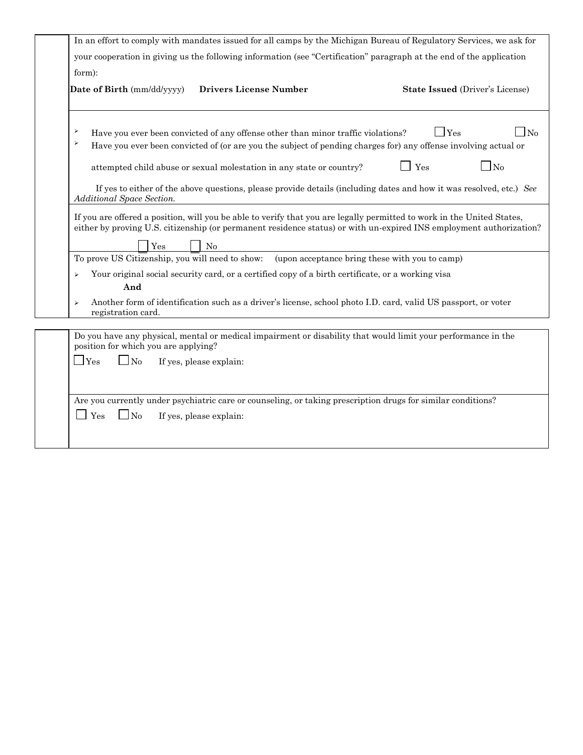In an effort to comply with mandates issued for all camps by the Michigan Bureau of Regulatory Services, we ask for your cooperation in giving us the following information (see "Certification" paragraph at the end of the application form):

| **Date of Birth** (mm/dd/yyyy) | **Drivers License Number** | **State Issued** (Driver's License) |
|---|---|---|
| | | |

- Have you ever been convicted of any offense other than minor traffic violations? ☐ Yes ☐ No
- Have you ever been convicted of (or are you the subject of pending charges for) any offense involving actual or attempted child abuse or sexual molestation in any state or country? ☐ Yes ☐ No

If yes to either of the above questions, please provide details (including dates and how it was resolved, etc.) *See Additional Space Section.*

If you are offered a position, will you be able to verify that you are legally permitted to work in the United States, either by proving U.S. citizenship (or permanent residence status) or with un-expired INS employment authorization?

☐ Yes ☐ No

To prove US Citizenship, you will need to show: (upon acceptance bring these with you to camp)

- Your original social security card, or a certified copy of a birth certificate, or a working visa

  **And**

- Another form of identification such as a driver's license, school photo I.D. card, valid US passport, or voter registration card.

Do you have any physical, mental or medical impairment or disability that would limit your performance in the position for which you are applying?

☐ Yes ☐ No If yes, please explain:

Are you currently under psychiatric care or counseling, or taking prescription drugs for similar conditions?

☐ Yes ☐ No If yes, please explain: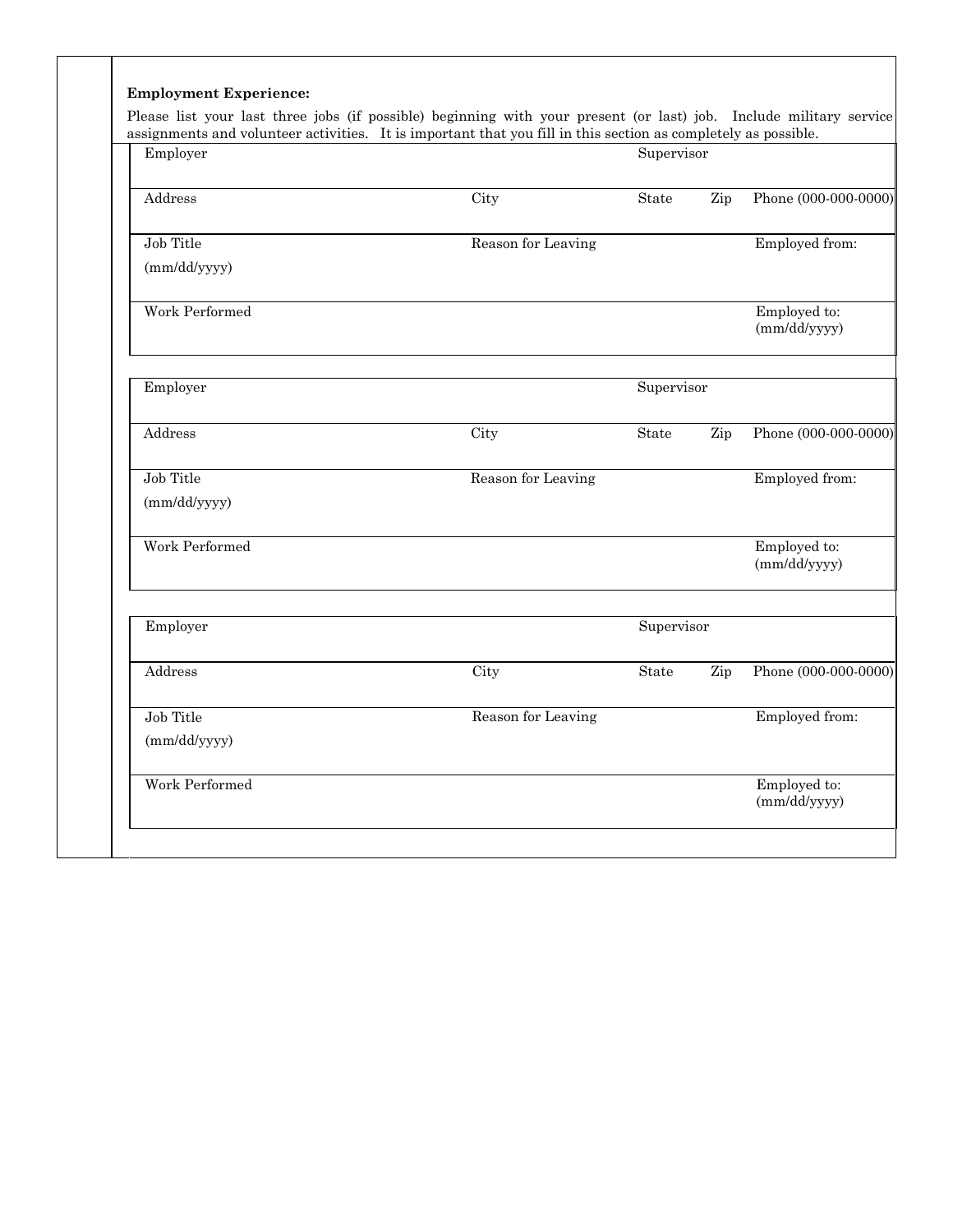**Employment Experience:**

Please list your last three jobs (if possible) beginning with your present (or last) job. Include military service assignments and volunteer activities. It is important that you fill in this section as completely as possible.

| Employer | | Supervisor | | |
|---|---|---|---|---|
| Address | City | State | Zip | Phone (000-000-0000) |
| Job Title | Reason for Leaving | | | Employed from: (mm/dd/yyyy) |
| Work Performed | | | | Employed to: (mm/dd/yyyy) |

| Employer | | Supervisor | | |
|---|---|---|---|---|
| Address | City | State | Zip | Phone (000-000-0000) |
| Job Title | Reason for Leaving | | | Employed from: (mm/dd/yyyy) |
| Work Performed | | | | Employed to: (mm/dd/yyyy) |

| Employer | | Supervisor | | |
|---|---|---|---|---|
| Address | City | State | Zip | Phone (000-000-0000) |
| Job Title | Reason for Leaving | | | Employed from: (mm/dd/yyyy) |
| Work Performed | | | | Employed to: (mm/dd/yyyy) |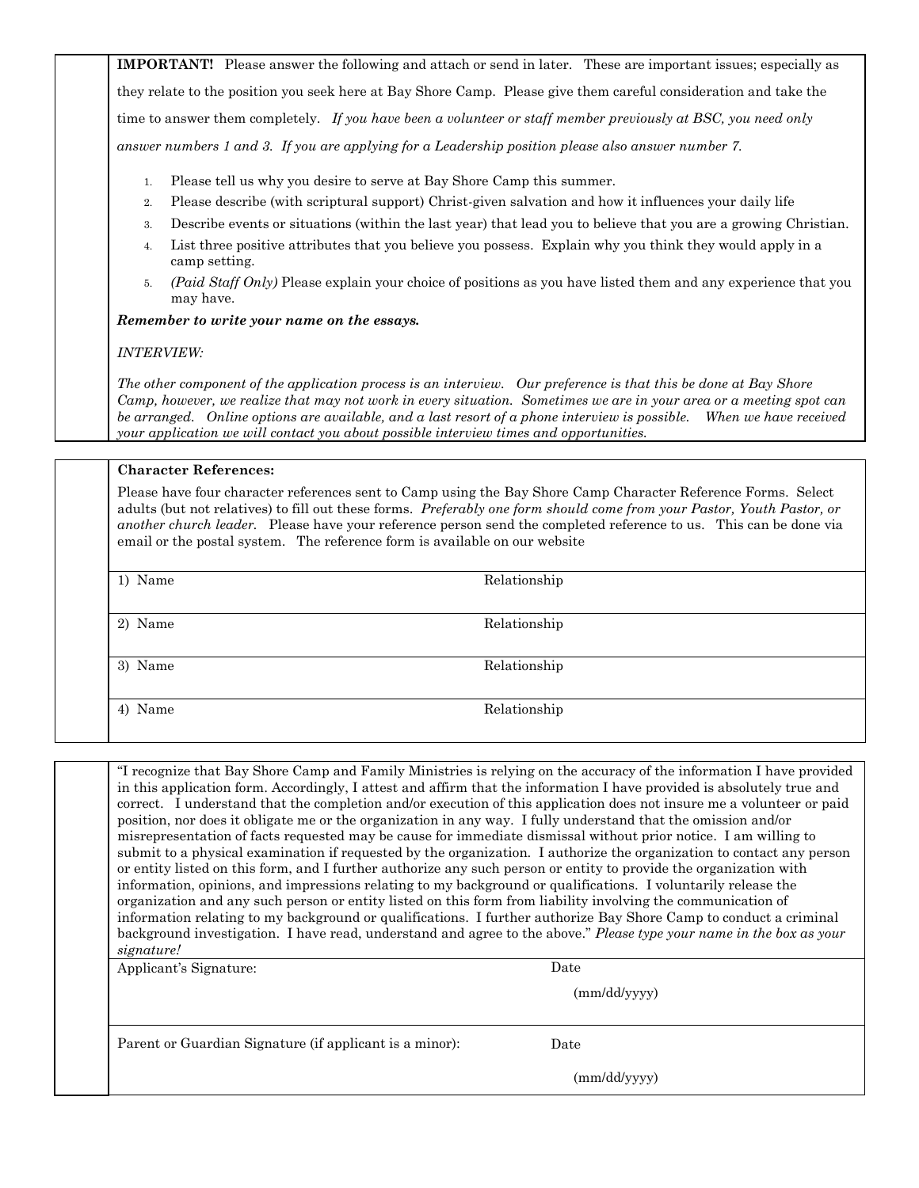**IMPORTANT!** Please answer the following and attach or send in later. These are important issues; especially as they relate to the position you seek here at Bay Shore Camp. Please give them careful consideration and take the time to answer them completely. *If you have been a volunteer or staff member previously at BSC, you need only answer numbers 1 and 3. If you are applying for a Leadership position please also answer number 7.*

1. Please tell us why you desire to serve at Bay Shore Camp this summer.
2. Please describe (with scriptural support) Christ-given salvation and how it influences your daily life
3. Describe events or situations (within the last year) that lead you to believe that you are a growing Christian.
4. List three positive attributes that you believe you possess. Explain why you think they would apply in a camp setting.
5. *(Paid Staff Only)* Please explain your choice of positions as you have listed them and any experience that you may have.

***Remember to write your name on the essays.***

*INTERVIEW:*

*The other component of the application process is an interview. Our preference is that this be done at Bay Shore Camp, however, we realize that may not work in every situation. Sometimes we are in your area or a meeting spot can be arranged. Online options are available, and a last resort of a phone interview is possible. When we have received your application we will contact you about possible interview times and opportunities.*

**Character References:**

Please have four character references sent to Camp using the Bay Shore Camp Character Reference Forms. Select adults (but not relatives) to fill out these forms. *Preferably one form should come from your Pastor, Youth Pastor, or another church leader.* Please have your reference person send the completed reference to us. This can be done via email or the postal system. The reference form is available on our website

| | |
|---|---|
| 1) Name | Relationship |
| 2) Name | Relationship |
| 3) Name | Relationship |
| 4) Name | Relationship |

"I recognize that Bay Shore Camp and Family Ministries is relying on the accuracy of the information I have provided in this application form. Accordingly, I attest and affirm that the information I have provided is absolutely true and correct. I understand that the completion and/or execution of this application does not insure me a volunteer or paid position, nor does it obligate me or the organization in any way. I fully understand that the omission and/or misrepresentation of facts requested may be cause for immediate dismissal without prior notice. I am willing to submit to a physical examination if requested by the organization. I authorize the organization to contact any person or entity listed on this form, and I further authorize any such person or entity to provide the organization with information, opinions, and impressions relating to my background or qualifications. I voluntarily release the organization and any such person or entity listed on this form from liability involving the communication of information relating to my background or qualifications. I further authorize Bay Shore Camp to conduct a criminal background investigation. I have read, understand and agree to the above." *Please type your name in the box as your signature!*

| | |
|---|---|
| Applicant's Signature: | Date (mm/dd/yyyy) |
| Parent or Guardian Signature (if applicant is a minor): | Date (mm/dd/yyyy) |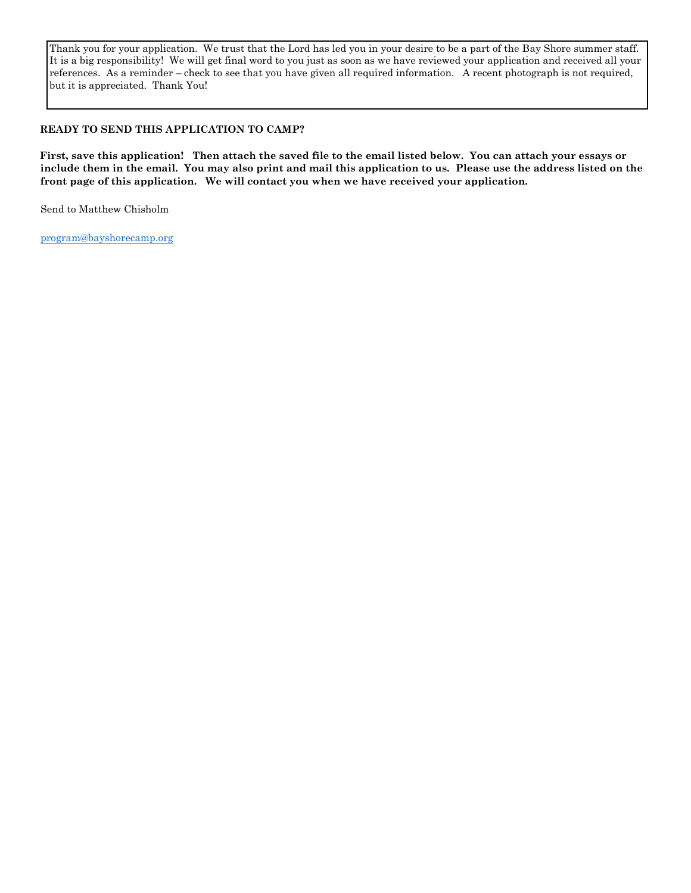Thank you for your application. We trust that the Lord has led you in your desire to be a part of the Bay Shore summer staff. It is a big responsibility! We will get final word to you just as soon as we have reviewed your application and received all your references. As a reminder – check to see that you have given all required information. A recent photograph is not required, but it is appreciated. Thank You!

**READY TO SEND THIS APPLICATION TO CAMP?**

**First, save this application! Then attach the saved file to the email listed below. You can attach your essays or include them in the email. You may also print and mail this application to us. Please use the address listed on the front page of this application. We will contact you when we have received your application.**

Send to Matthew Chisholm

program@bayshorecamp.org